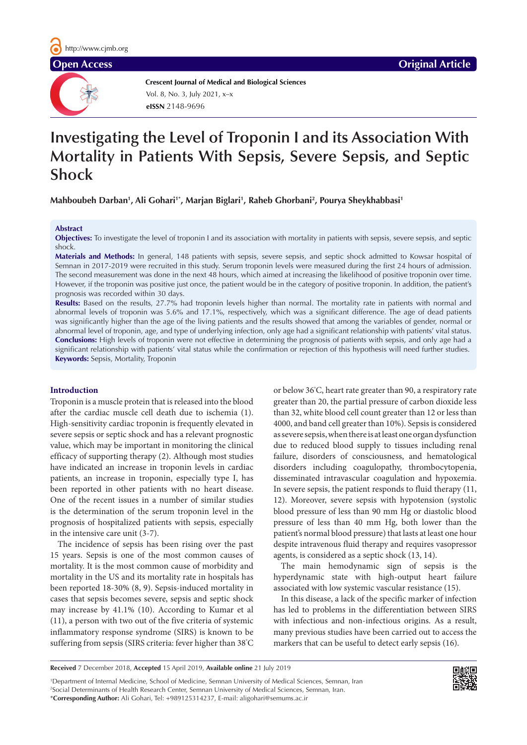Open Access

Original Article

**Crescent Journal of Medical and Biological Sciences**

# Investigating the Level of Troponin I and its Association With Mortality in Patients With Sepsis, Severe Sepsis, and Septic Shock

**Mahboubeh Darban[1], Ali Gohari[1*], Marjan Biglari[1], Raheb Ghorbani[2], Pourya Sheykhabbasi[1]**

## Abstract

**Objectives:** To investigate the level of troponin I and its association with mortality in patients with sepsis, severe sepsis, and septic shock.

**Materials and Methods:** In general, 148 patients with sepsis, severe sepsis, and septic shock admitted to Kowsar hospital of Semnan in 2017-2019 were recruited in this study. Serum troponin levels were measured during the first 24 hours of admission. The second measurement was done in the next 48 hours, which aimed at increasing the likelihood of positive troponin over time. However, if the troponin was positive just once, the patient would be in the category of positive troponin. In addition, the patient's prognosis was recorded within 30 days.

**Results:** Based on the results, 27.7% had troponin levels higher than normal. The mortality rate in patients with normal and abnormal levels of troponin was 5.6% and 17.1%, respectively, which was a significant difference. The age of dead patients was significantly higher than the age of the living patients and the results showed that among the variables of gender, normal or abnormal level of troponin, age, and type of underlying infection, only age had a significant relationship with patients' vital status.

**Conclusions:** High levels of troponin were not effective in determining the prognosis of patients with sepsis, and only age had a significant relationship with patients' vital status while the confirmation or rejection of this hypothesis will need further studies.

**Keywords:** Sepsis, Mortality, Troponin

## Introduction

Troponin is a muscle protein that is released into the blood after the cardiac muscle cell death due to ischemia (1). High-sensitivity cardiac troponin is frequently elevated in severe sepsis or septic shock and has a relevant prognostic value, which may be important in monitoring the clinical efficacy of supporting therapy (2). Although most studies have indicated an increase in troponin levels in cardiac patients, an increase in troponin, especially type I, has been reported in other patients with no heart disease. One of the recent issues in a number of similar studies is the determination of the serum troponin level in the prognosis of hospitalized patients with sepsis, especially in the intensive care unit (3-7).

The incidence of sepsis has been rising over the past 15 years. Sepsis is one of the most common causes of mortality. It is the most common cause of morbidity and mortality in the US and its mortality rate in hospitals has been reported 18-30% (8, 9). Sepsis-induced mortality in cases that sepsis becomes severe, sepsis and septic shock may increase by 41.1% (10). According to Kumar et al (11), a person with two out of the five criteria of systemic inflammatory response syndrome (SIRS) is known to be suffering from sepsis (SIRS criteria: fever higher than 38°C or below 36°C, heart rate greater than 90, a respiratory rate greater than 20, the partial pressure of carbon dioxide less than 32, white blood cell count greater than 12 or less than 4000, and band cell greater than 10%). Sepsis is considered as severe sepsis, when there is at least one organ dysfunction due to reduced blood supply to tissues including renal failure, disorders of consciousness, and hematological disorders including coagulopathy, thrombocytopenia, disseminated intravascular coagulation and hypoxemia. In severe sepsis, the patient responds to fluid therapy (11, 12). Moreover, severe sepsis with hypotension (systolic blood pressure of less than 90 mm Hg or diastolic blood pressure of less than 40 mm Hg, both lower than the patient's normal blood pressure) that lasts at least one hour despite intravenous fluid therapy and requires vasopressor agents, is considered as a septic shock (13, 14).

The main hemodynamic sign of sepsis is the hyperdynamic state with high-output heart failure associated with low systemic vascular resistance (15).

In this disease, a lack of the specific marker of infection has led to problems in the differentiation between SIRS with infectious and non-infectious origins. As a result, many previous studies have been carried out to access the markers that can be useful to detect early sepsis (16).

**Received** 7 December 2018, **Accepted** 15 April 2019, **Available online** 21 July 2019

[1]Department of Internal Medicine, School of Medicine, Semnan University of Medical Sciences, Semnan, Iran
[2]Social Determinants of Health Research Center, Semnan University of Medical Sciences, Semnan, Iran.
*Corresponding Author: Ali Gohari, Tel: +989125314237, E-mail: aligohari@semums.ac.ir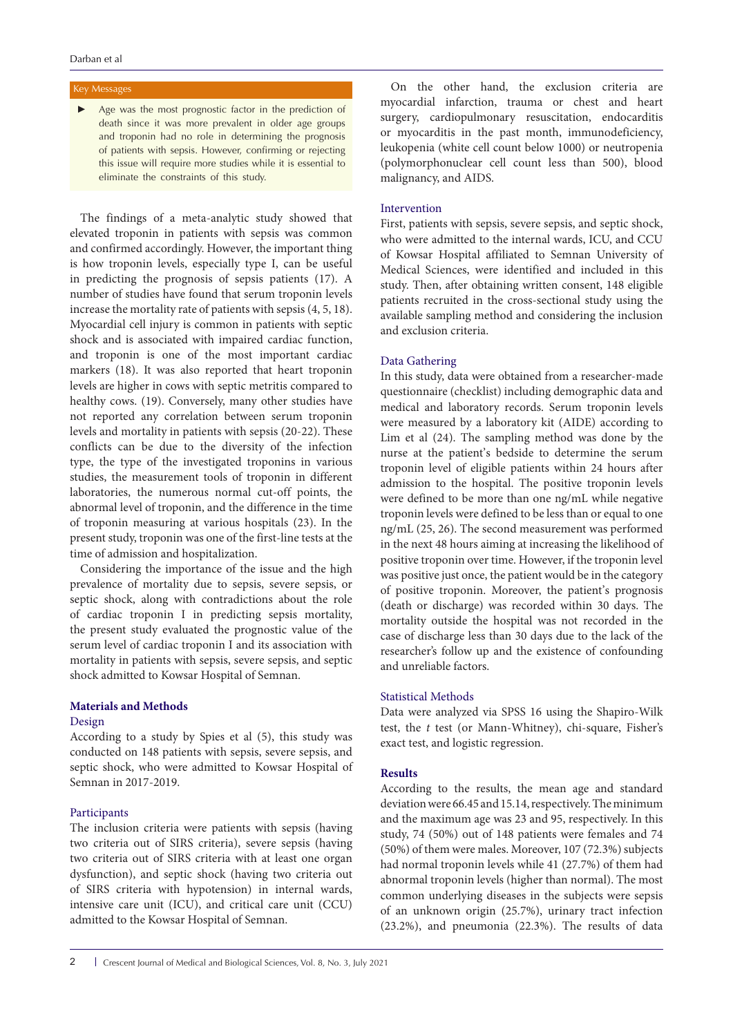## Key Messages

- Age was the most prognostic factor in the prediction of death since it was more prevalent in older age groups and troponin had no role in determining the prognosis of patients with sepsis. However, confirming or rejecting this issue will require more studies while it is essential to eliminate the constraints of this study.

The findings of a meta-analytic study showed that elevated troponin in patients with sepsis was common and confirmed accordingly. However, the important thing is how troponin levels, especially type I, can be useful in predicting the prognosis of sepsis patients (17). A number of studies have found that serum troponin levels increase the mortality rate of patients with sepsis (4, 5, 18). Myocardial cell injury is common in patients with septic shock and is associated with impaired cardiac function, and troponin is one of the most important cardiac markers (18). It was also reported that heart troponin levels are higher in cows with septic metritis compared to healthy cows. (19). Conversely, many other studies have not reported any correlation between serum troponin levels and mortality in patients with sepsis (20-22). These conflicts can be due to the diversity of the infection type, the type of the investigated troponins in various studies, the measurement tools of troponin in different laboratories, the numerous normal cut-off points, the abnormal level of troponin, and the difference in the time of troponin measuring at various hospitals (23). In the present study, troponin was one of the first-line tests at the time of admission and hospitalization.

Considering the importance of the issue and the high prevalence of mortality due to sepsis, severe sepsis, or septic shock, along with contradictions about the role of cardiac troponin I in predicting sepsis mortality, the present study evaluated the prognostic value of the serum level of cardiac troponin I and its association with mortality in patients with sepsis, severe sepsis, and septic shock admitted to Kowsar Hospital of Semnan.

## Materials and Methods

### Design

According to a study by Spies et al (5), this study was conducted on 148 patients with sepsis, severe sepsis, and septic shock, who were admitted to Kowsar Hospital of Semnan in 2017-2019.

### Participants

The inclusion criteria were patients with sepsis (having two criteria out of SIRS criteria), severe sepsis (having two criteria out of SIRS criteria with at least one organ dysfunction), and septic shock (having two criteria out of SIRS criteria with hypotension) in internal wards, intensive care unit (ICU), and critical care unit (CCU) admitted to the Kowsar Hospital of Semnan.

On the other hand, the exclusion criteria are myocardial infarction, trauma or chest and heart surgery, cardiopulmonary resuscitation, endocarditis or myocarditis in the past month, immunodeficiency, leukopenia (white cell count below 1000) or neutropenia (polymorphonuclear cell count less than 500), blood malignancy, and AIDS.

### Intervention

First, patients with sepsis, severe sepsis, and septic shock, who were admitted to the internal wards, ICU, and CCU of Kowsar Hospital affiliated to Semnan University of Medical Sciences, were identified and included in this study. Then, after obtaining written consent, 148 eligible patients recruited in the cross-sectional study using the available sampling method and considering the inclusion and exclusion criteria.

### Data Gathering

In this study, data were obtained from a researcher-made questionnaire (checklist) including demographic data and medical and laboratory records. Serum troponin levels were measured by a laboratory kit (AIDE) according to Lim et al (24). The sampling method was done by the nurse at the patient's bedside to determine the serum troponin level of eligible patients within 24 hours after admission to the hospital. The positive troponin levels were defined to be more than one ng/mL while negative troponin levels were defined to be less than or equal to one ng/mL (25, 26). The second measurement was performed in the next 48 hours aiming at increasing the likelihood of positive troponin over time. However, if the troponin level was positive just once, the patient would be in the category of positive troponin. Moreover, the patient's prognosis (death or discharge) was recorded within 30 days. The mortality outside the hospital was not recorded in the case of discharge less than 30 days due to the lack of the researcher's follow up and the existence of confounding and unreliable factors.

### Statistical Methods

Data were analyzed via SPSS 16 using the Shapiro-Wilk test, the *t* test (or Mann-Whitney), chi-square, Fisher's exact test, and logistic regression.

## Results

According to the results, the mean age and standard deviation were 66.45 and 15.14, respectively. The minimum and the maximum age was 23 and 95, respectively. In this study, 74 (50%) out of 148 patients were females and 74 (50%) of them were males. Moreover, 107 (72.3%) subjects had normal troponin levels while 41 (27.7%) of them had abnormal troponin levels (higher than normal). The most common underlying diseases in the subjects were sepsis of an unknown origin (25.7%), urinary tract infection (23.2%), and pneumonia (22.3%). The results of data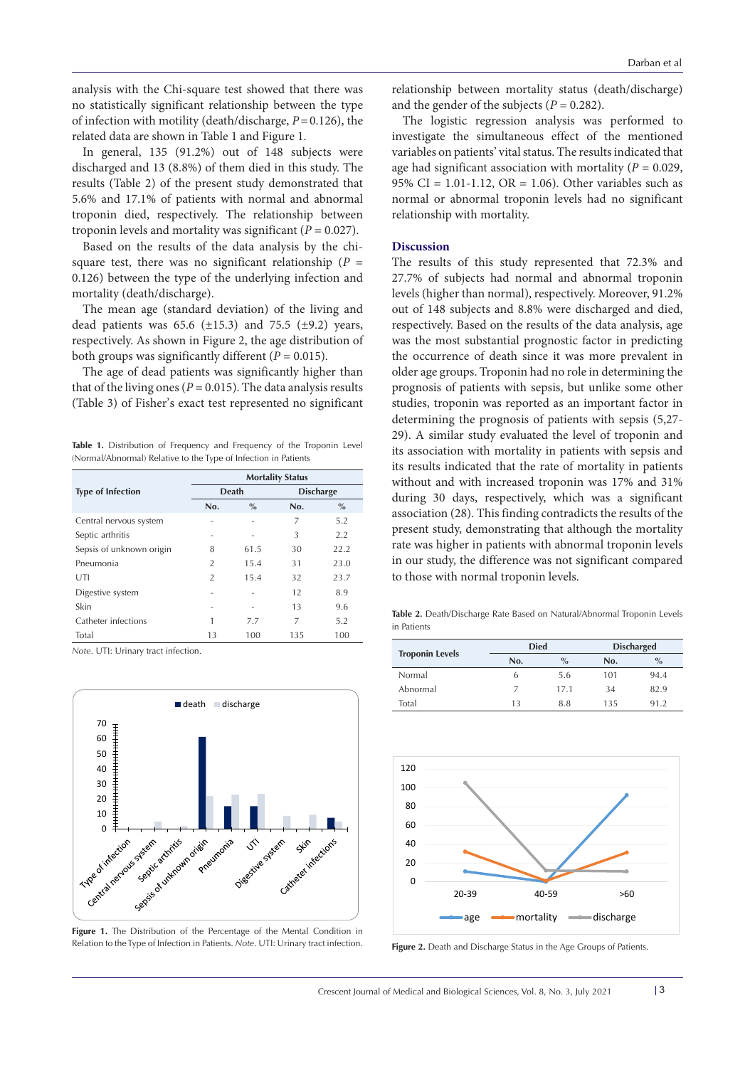analysis with the Chi-square test showed that there was no statistically significant relationship between the type of infection with motility (death/discharge, $P = 0.126$), the related data are shown in Table 1 and Figure 1.

In general, 135 (91.2%) out of 148 subjects were discharged and 13 (8.8%) of them died in this study. The results (Table 2) of the present study demonstrated that 5.6% and 17.1% of patients with normal and abnormal troponin died, respectively. The relationship between troponin levels and mortality was significant ($P = 0.027$).

Based on the results of the data analysis by the chi-square test, there was no significant relationship ($P = 0.126$) between the type of the underlying infection and mortality (death/discharge).

The mean age (standard deviation) of the living and dead patients was 65.6 (±15.3) and 75.5 (±9.2) years, respectively. As shown in Figure 2, the age distribution of both groups was significantly different ($P = 0.015$).

The age of dead patients was significantly higher than that of the living ones ($P = 0.015$). The data analysis results (Table 3) of Fisher's exact test represented no significant relationship between mortality status (death/discharge) and the gender of the subjects ($P = 0.282$).

The logistic regression analysis was performed to investigate the simultaneous effect of the mentioned variables on patients' vital status. The results indicated that age had significant association with mortality ($P = 0.029$, 95% CI = 1.01-1.12, OR = 1.06). Other variables such as normal or abnormal troponin levels had no significant relationship with mortality.

**Table 1.** Distribution of Frequency and Frequency of the Troponin Level (Normal/Abnormal) Relative to the Type of Infection in Patients

| Type of Infection | Mortality Status | | | |
|---|---|---|---|---|
| | Death | | Discharge | |
| | No. | % | No. | % |
| Central nervous system | - | - | 7 | 5.2 |
| Septic arthritis | - | - | 3 | 2.2 |
| Sepsis of unknown origin | 8 | 61.5 | 30 | 22.2 |
| Pneumonia | 2 | 15.4 | 31 | 23.0 |
| UTI | 2 | 15.4 | 32 | 23.7 |
| Digestive system | - | - | 12 | 8.9 |
| Skin | - | - | 13 | 9.6 |
| Catheter infections | 1 | 7.7 | 7 | 5.2 |
| Total | 13 | 100 | 135 | 100 |

*Note*. UTI: Urinary tract infection.

**Figure 1.** The Distribution of the Percentage of the Mental Condition in Relation to the Type of Infection in Patients. *Note*. UTI: Urinary tract infection.

## Discussion

The results of this study represented that 72.3% and 27.7% of subjects had normal and abnormal troponin levels (higher than normal), respectively. Moreover, 91.2% out of 148 subjects and 8.8% were discharged and died, respectively. Based on the results of the data analysis, age was the most substantial prognostic factor in predicting the occurrence of death since it was more prevalent in older age groups. Troponin had no role in determining the prognosis of patients with sepsis, but unlike some other studies, troponin was reported as an important factor in determining the prognosis of patients with sepsis (5,27-29). A similar study evaluated the level of troponin and its association with mortality in patients with sepsis and its results indicated that the rate of mortality in patients without and with increased troponin was 17% and 31% during 30 days, respectively, which was a significant association (28). This finding contradicts the results of the present study, demonstrating that although the mortality rate was higher in patients with abnormal troponin levels in our study, the difference was not significant compared to those with normal troponin levels.

**Table 2.** Death/Discharge Rate Based on Natural/Abnormal Troponin Levels in Patients

| Troponin Levels | Died | | Discharged | |
|---|---|---|---|---|
| | No. | % | No. | % |
| Normal | 6 | 5.6 | 101 | 94.4 |
| Abnormal | 7 | 17.1 | 34 | 82.9 |
| Total | 13 | 8.8 | 135 | 91.2 |

**Figure 2.** Death and Discharge Status in the Age Groups of Patients.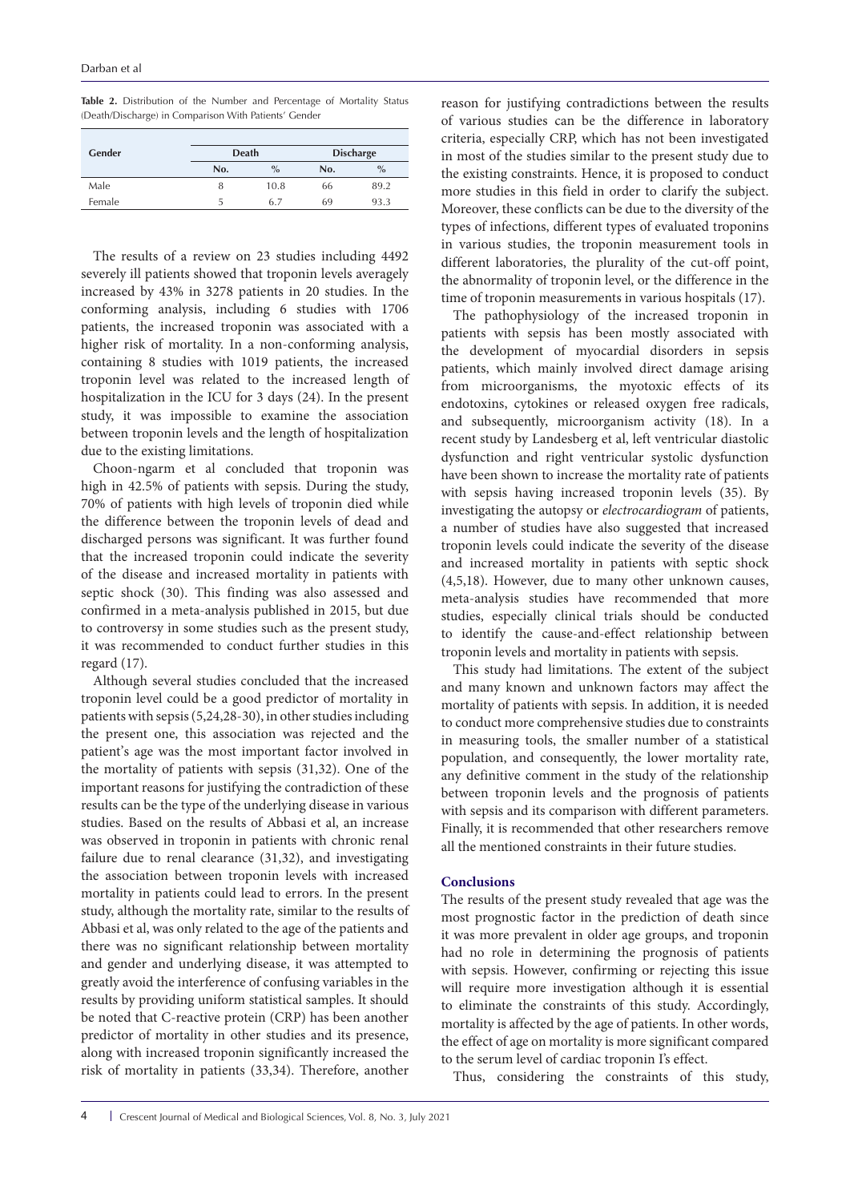**Table 2.** Distribution of the Number and Percentage of Mortality Status (Death/Discharge) in Comparison With Patients' Gender

| Gender | Death | | Discharge | |
|---|---|---|---|---|
| | No. | % | No. | % |
| Male | 8 | 10.8 | 66 | 89.2 |
| Female | 5 | 6.7 | 69 | 93.3 |

The results of a review on 23 studies including 4492 severely ill patients showed that troponin levels averagely increased by 43% in 3278 patients in 20 studies. In the conforming analysis, including 6 studies with 1706 patients, the increased troponin was associated with a higher risk of mortality. In a non-conforming analysis, containing 8 studies with 1019 patients, the increased troponin level was related to the increased length of hospitalization in the ICU for 3 days (24). In the present study, it was impossible to examine the association between troponin levels and the length of hospitalization due to the existing limitations.

Choon-ngarm et al concluded that troponin was high in 42.5% of patients with sepsis. During the study, 70% of patients with high levels of troponin died while the difference between the troponin levels of dead and discharged persons was significant. It was further found that the increased troponin could indicate the severity of the disease and increased mortality in patients with septic shock (30). This finding was also assessed and confirmed in a meta-analysis published in 2015, but due to controversy in some studies such as the present study, it was recommended to conduct further studies in this regard (17).

Although several studies concluded that the increased troponin level could be a good predictor of mortality in patients with sepsis (5,24,28-30), in other studies including the present one, this association was rejected and the patient's age was the most important factor involved in the mortality of patients with sepsis (31,32). One of the important reasons for justifying the contradiction of these results can be the type of the underlying disease in various studies. Based on the results of Abbasi et al, an increase was observed in troponin in patients with chronic renal failure due to renal clearance (31,32), and investigating the association between troponin levels with increased mortality in patients could lead to errors. In the present study, although the mortality rate, similar to the results of Abbasi et al, was only related to the age of the patients and there was no significant relationship between mortality and gender and underlying disease, it was attempted to greatly avoid the interference of confusing variables in the results by providing uniform statistical samples. It should be noted that C-reactive protein (CRP) has been another predictor of mortality in other studies and its presence, along with increased troponin significantly increased the risk of mortality in patients (33,34). Therefore, another reason for justifying contradictions between the results of various studies can be the difference in laboratory criteria, especially CRP, which has not been investigated in most of the studies similar to the present study due to the existing constraints. Hence, it is proposed to conduct more studies in this field in order to clarify the subject. Moreover, these conflicts can be due to the diversity of the types of infections, different types of evaluated troponins in various studies, the troponin measurement tools in different laboratories, the plurality of the cut-off point, the abnormality of troponin level, or the difference in the time of troponin measurements in various hospitals (17).

The pathophysiology of the increased troponin in patients with sepsis has been mostly associated with the development of myocardial disorders in sepsis patients, which mainly involved direct damage arising from microorganisms, the myotoxic effects of its endotoxins, cytokines or released oxygen free radicals, and subsequently, microorganism activity (18). In a recent study by Landesberg et al, left ventricular diastolic dysfunction and right ventricular systolic dysfunction have been shown to increase the mortality rate of patients with sepsis having increased troponin levels (35). By investigating the autopsy or *electrocardiogram* of patients, a number of studies have also suggested that increased troponin levels could indicate the severity of the disease and increased mortality in patients with septic shock (4,5,18). However, due to many other unknown causes, meta-analysis studies have recommended that more studies, especially clinical trials should be conducted to identify the cause-and-effect relationship between troponin levels and mortality in patients with sepsis.

This study had limitations. The extent of the subject and many known and unknown factors may affect the mortality of patients with sepsis. In addition, it is needed to conduct more comprehensive studies due to constraints in measuring tools, the smaller number of a statistical population, and consequently, the lower mortality rate, any definitive comment in the study of the relationship between troponin levels and the prognosis of patients with sepsis and its comparison with different parameters. Finally, it is recommended that other researchers remove all the mentioned constraints in their future studies.

## Conclusions

The results of the present study revealed that age was the most prognostic factor in the prediction of death since it was more prevalent in older age groups, and troponin had no role in determining the prognosis of patients with sepsis. However, confirming or rejecting this issue will require more investigation although it is essential to eliminate the constraints of this study. Accordingly, mortality is affected by the age of patients. In other words, the effect of age on mortality is more significant compared to the serum level of cardiac troponin I's effect.

Thus, considering the constraints of this study,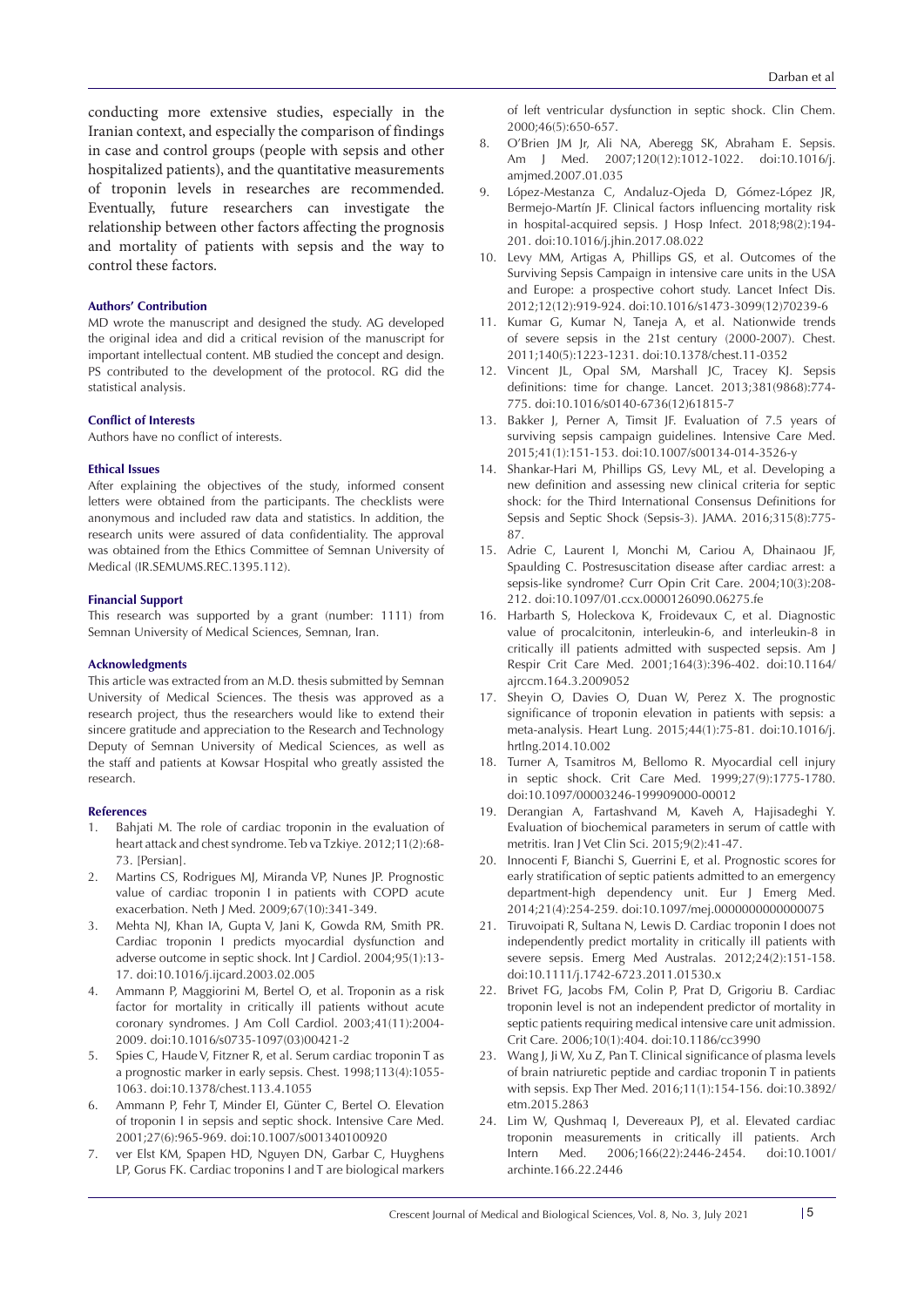conducting more extensive studies, especially in the Iranian context, and especially the comparison of findings in case and control groups (people with sepsis and other hospitalized patients), and the quantitative measurements of troponin levels in researches are recommended. Eventually, future researchers can investigate the relationship between other factors affecting the prognosis and mortality of patients with sepsis and the way to control these factors.

### Authors' Contribution

MD wrote the manuscript and designed the study. AG developed the original idea and did a critical revision of the manuscript for important intellectual content. MB studied the concept and design. PS contributed to the development of the protocol. RG did the statistical analysis.

### Conflict of Interests

Authors have no conflict of interests.

### Ethical Issues

After explaining the objectives of the study, informed consent letters were obtained from the participants. The checklists were anonymous and included raw data and statistics. In addition, the research units were assured of data confidentiality. The approval was obtained from the Ethics Committee of Semnan University of Medical (IR.SEMUMS.REC.1395.112).

### Financial Support

This research was supported by a grant (number: 1111) from Semnan University of Medical Sciences, Semnan, Iran.

### Acknowledgments

This article was extracted from an M.D. thesis submitted by Semnan University of Medical Sciences. The thesis was approved as a research project, thus the researchers would like to extend their sincere gratitude and appreciation to the Research and Technology Deputy of Semnan University of Medical Sciences, as well as the staff and patients at Kowsar Hospital who greatly assisted the research.

### References

1. Bahjati M. The role of cardiac troponin in the evaluation of heart attack and chest syndrome. Teb va Tzkiye. 2012;11(2):68-73. [Persian].
2. Martins CS, Rodrigues MJ, Miranda VP, Nunes JP. Prognostic value of cardiac troponin I in patients with COPD acute exacerbation. Neth J Med. 2009;67(10):341-349.
3. Mehta NJ, Khan IA, Gupta V, Jani K, Gowda RM, Smith PR. Cardiac troponin I predicts myocardial dysfunction and adverse outcome in septic shock. Int J Cardiol. 2004;95(1):13-17. doi:10.1016/j.ijcard.2003.02.005
4. Ammann P, Maggiorini M, Bertel O, et al. Troponin as a risk factor for mortality in critically ill patients without acute coronary syndromes. J Am Coll Cardiol. 2003;41(11):2004-2009. doi:10.1016/s0735-1097(03)00421-2
5. Spies C, Haude V, Fitzner R, et al. Serum cardiac troponin T as a prognostic marker in early sepsis. Chest. 1998;113(4):1055-1063. doi:10.1378/chest.113.4.1055
6. Ammann P, Fehr T, Minder EI, Günter C, Bertel O. Elevation of troponin I in sepsis and septic shock. Intensive Care Med. 2001;27(6):965-969. doi:10.1007/s001340100920
7. ver Elst KM, Spapen HD, Nguyen DN, Garbar C, Huyghens LP, Gorus FK. Cardiac troponins I and T are biological markers of left ventricular dysfunction in septic shock. Clin Chem. 2000;46(5):650-657.
8. O'Brien JM Jr, Ali NA, Aberegg SK, Abraham E. Sepsis. Am J Med. 2007;120(12):1012-1022. doi:10.1016/j.amjmed.2007.01.035
9. López-Mestanza C, Andaluz-Ojeda D, Gómez-López JR, Bermejo-Martín JF. Clinical factors influencing mortality risk in hospital-acquired sepsis. J Hosp Infect. 2018;98(2):194-201. doi:10.1016/j.jhin.2017.08.022
10. Levy MM, Artigas A, Phillips GS, et al. Outcomes of the Surviving Sepsis Campaign in intensive care units in the USA and Europe: a prospective cohort study. Lancet Infect Dis. 2012;12(12):919-924. doi:10.1016/s1473-3099(12)70239-6
11. Kumar G, Kumar N, Taneja A, et al. Nationwide trends of severe sepsis in the 21st century (2000-2007). Chest. 2011;140(5):1223-1231. doi:10.1378/chest.11-0352
12. Vincent JL, Opal SM, Marshall JC, Tracey KJ. Sepsis definitions: time for change. Lancet. 2013;381(9868):774-775. doi:10.1016/s0140-6736(12)61815-7
13. Bakker J, Perner A, Timsit JF. Evaluation of 7.5 years of surviving sepsis campaign guidelines. Intensive Care Med. 2015;41(1):151-153. doi:10.1007/s00134-014-3526-y
14. Shankar-Hari M, Phillips GS, Levy ML, et al. Developing a new definition and assessing new clinical criteria for septic shock: for the Third International Consensus Definitions for Sepsis and Septic Shock (Sepsis-3). JAMA. 2016;315(8):775-87.
15. Adrie C, Laurent I, Monchi M, Cariou A, Dhainaou JF, Spaulding C. Postresuscitation disease after cardiac arrest: a sepsis-like syndrome? Curr Opin Crit Care. 2004;10(3):208-212. doi:10.1097/01.ccx.0000126090.06275.fe
16. Harbarth S, Holeckova K, Froidevaux C, et al. Diagnostic value of procalcitonin, interleukin-6, and interleukin-8 in critically ill patients admitted with suspected sepsis. Am J Respir Crit Care Med. 2001;164(3):396-402. doi:10.1164/ajrccm.164.3.2009052
17. Sheyin O, Davies O, Duan W, Perez X. The prognostic significance of troponin elevation in patients with sepsis: a meta-analysis. Heart Lung. 2015;44(1):75-81. doi:10.1016/j.hrtlng.2014.10.002
18. Turner A, Tsamitros M, Bellomo R. Myocardial cell injury in septic shock. Crit Care Med. 1999;27(9):1775-1780. doi:10.1097/00003246-199909000-00012
19. Derangian A, Fartashvand M, Kaveh A, Hajisadeghi Y. Evaluation of biochemical parameters in serum of cattle with metritis. Iran J Vet Clin Sci. 2015;9(2):41-47.
20. Innocenti F, Bianchi S, Guerrini E, et al. Prognostic scores for early stratification of septic patients admitted to an emergency department-high dependency unit. Eur J Emerg Med. 2014;21(4):254-259. doi:10.1097/mej.0000000000000075
21. Tiruvoipati R, Sultana N, Lewis D. Cardiac troponin I does not independently predict mortality in critically ill patients with severe sepsis. Emerg Med Australas. 2012;24(2):151-158. doi:10.1111/j.1742-6723.2011.01530.x
22. Brivet FG, Jacobs FM, Colin P, Prat D, Grigoriu B. Cardiac troponin level is not an independent predictor of mortality in septic patients requiring medical intensive care unit admission. Crit Care. 2006;10(1):404. doi:10.1186/cc3990
23. Wang J, Ji W, Xu Z, Pan T. Clinical significance of plasma levels of brain natriuretic peptide and cardiac troponin T in patients with sepsis. Exp Ther Med. 2016;11(1):154-156. doi:10.3892/etm.2015.2863
24. Lim W, Qushmaq I, Devereaux PJ, et al. Elevated cardiac troponin measurements in critically ill patients. Arch Intern Med. 2006;166(22):2446-2454. doi:10.1001/archinte.166.22.2446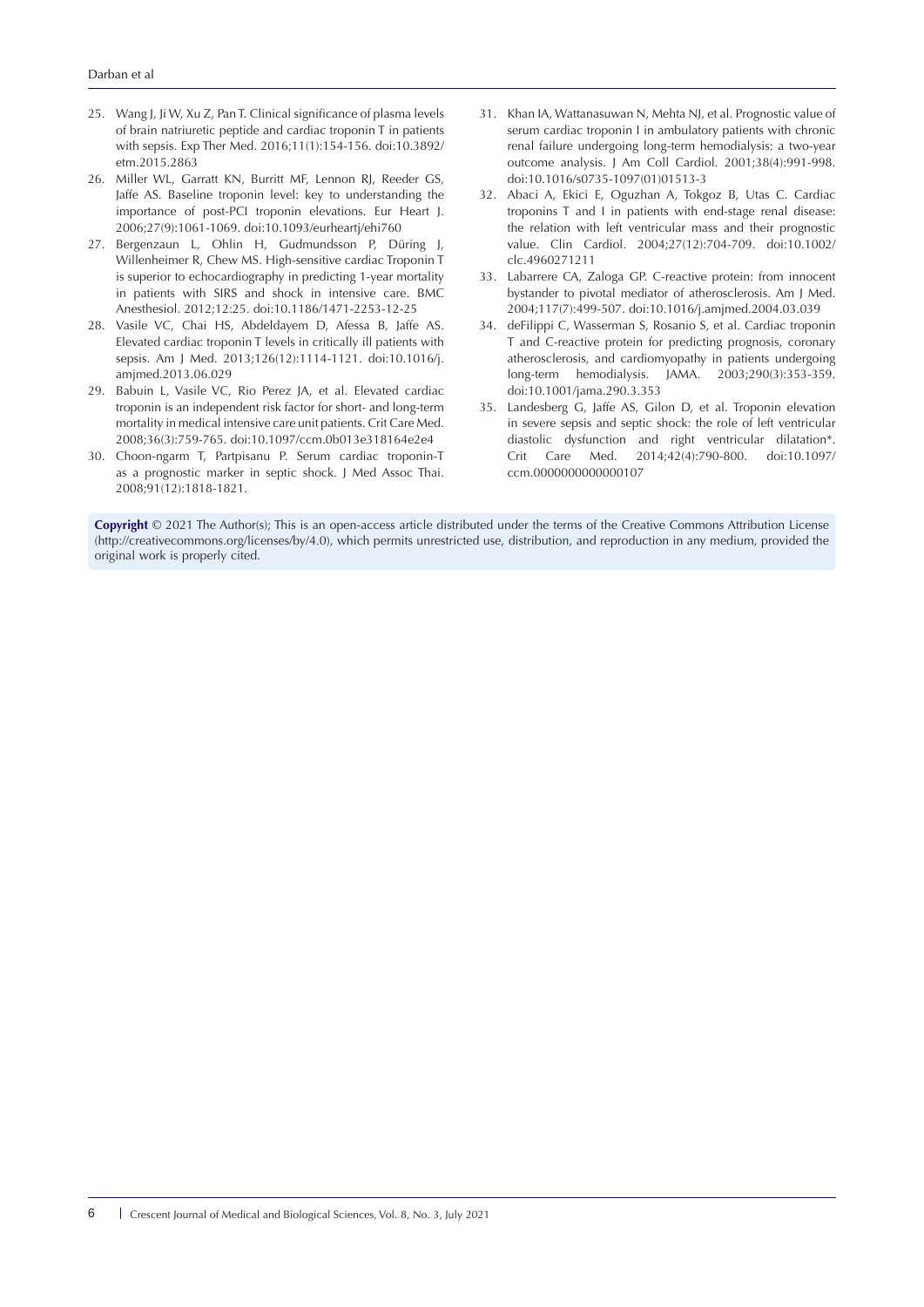25. Wang J, Ji W, Xu Z, Pan T. Clinical significance of plasma levels of brain natriuretic peptide and cardiac troponin T in patients with sepsis. Exp Ther Med. 2016;11(1):154-156. doi:10.3892/etm.2015.2863
26. Miller WL, Garratt KN, Burritt MF, Lennon RJ, Reeder GS, Jaffe AS. Baseline troponin level: key to understanding the importance of post-PCI troponin elevations. Eur Heart J. 2006;27(9):1061-1069. doi:10.1093/eurheartj/ehi760
27. Bergenzaun L, Ohlin H, Gudmundsson P, Düring J, Willenheimer R, Chew MS. High-sensitive cardiac Troponin T is superior to echocardiography in predicting 1-year mortality in patients with SIRS and shock in intensive care. BMC Anesthesiol. 2012;12:25. doi:10.1186/1471-2253-12-25
28. Vasile VC, Chai HS, Abdeldayem D, Afessa B, Jaffe AS. Elevated cardiac troponin T levels in critically ill patients with sepsis. Am J Med. 2013;126(12):1114-1121. doi:10.1016/j.amjmed.2013.06.029
29. Babuin L, Vasile VC, Rio Perez JA, et al. Elevated cardiac troponin is an independent risk factor for short- and long-term mortality in medical intensive care unit patients. Crit Care Med. 2008;36(3):759-765. doi:10.1097/ccm.0b013e318164e2e4
30. Choon-ngarm T, Partpisanu P. Serum cardiac troponin-T as a prognostic marker in septic shock. J Med Assoc Thai. 2008;91(12):1818-1821.
31. Khan IA, Wattanasuwan N, Mehta NJ, et al. Prognostic value of serum cardiac troponin I in ambulatory patients with chronic renal failure undergoing long-term hemodialysis: a two-year outcome analysis. J Am Coll Cardiol. 2001;38(4):991-998. doi:10.1016/s0735-1097(01)01513-3
32. Abaci A, Ekici E, Oguzhan A, Tokgoz B, Utas C. Cardiac troponins T and I in patients with end-stage renal disease: the relation with left ventricular mass and their prognostic value. Clin Cardiol. 2004;27(12):704-709. doi:10.1002/clc.4960271211
33. Labarrere CA, Zaloga GP. C-reactive protein: from innocent bystander to pivotal mediator of atherosclerosis. Am J Med. 2004;117(7):499-507. doi:10.1016/j.amjmed.2004.03.039
34. deFilippi C, Wasserman S, Rosanio S, et al. Cardiac troponin T and C-reactive protein for predicting prognosis, coronary atherosclerosis, and cardiomyopathy in patients undergoing long-term hemodialysis. JAMA. 2003;290(3):353-359. doi:10.1001/jama.290.3.353
35. Landesberg G, Jaffe AS, Gilon D, et al. Troponin elevation in severe sepsis and septic shock: the role of left ventricular diastolic dysfunction and right ventricular dilatation*. Crit Care Med. 2014;42(4):790-800. doi:10.1097/ccm.0000000000000107

**Copyright** © 2021 The Author(s); This is an open-access article distributed under the terms of the Creative Commons Attribution License (http://creativecommons.org/licenses/by/4.0), which permits unrestricted use, distribution, and reproduction in any medium, provided the original work is properly cited.